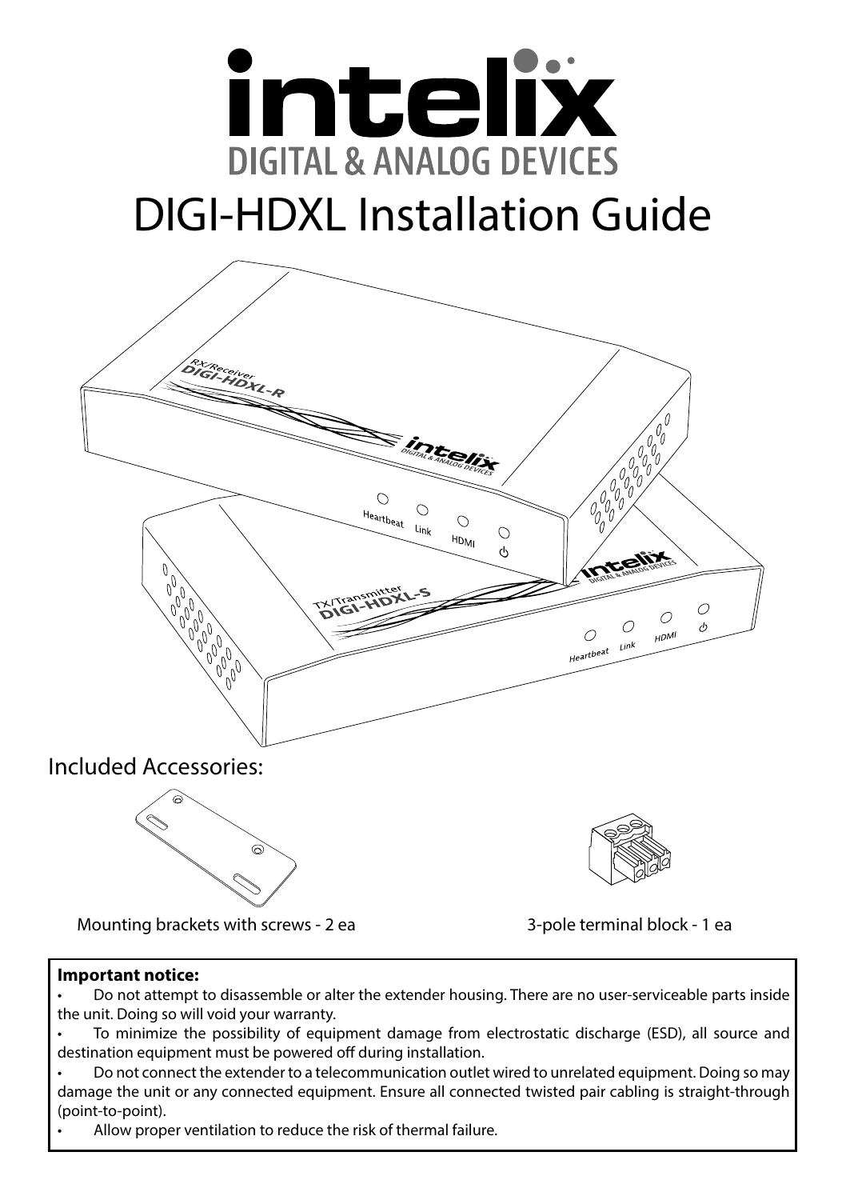# intelix

DIGITAL & ANALOG DEVICES

# DIGI-HDXL Installation Guide

Included Accessories:

Mounting brackets with screws - 2 ea

3-pole terminal block - 1 ea

**Important notice:**

- Do not attempt to disassemble or alter the extender housing. There are no user-serviceable parts inside the unit. Doing so will void your warranty.
- To minimize the possibility of equipment damage from electrostatic discharge (ESD), all source and destination equipment must be powered off during installation.
- Do not connect the extender to a telecommunication outlet wired to unrelated equipment. Doing so may damage the unit or any connected equipment. Ensure all connected twisted pair cabling is straight-through (point-to-point).
- Allow proper ventilation to reduce the risk of thermal failure.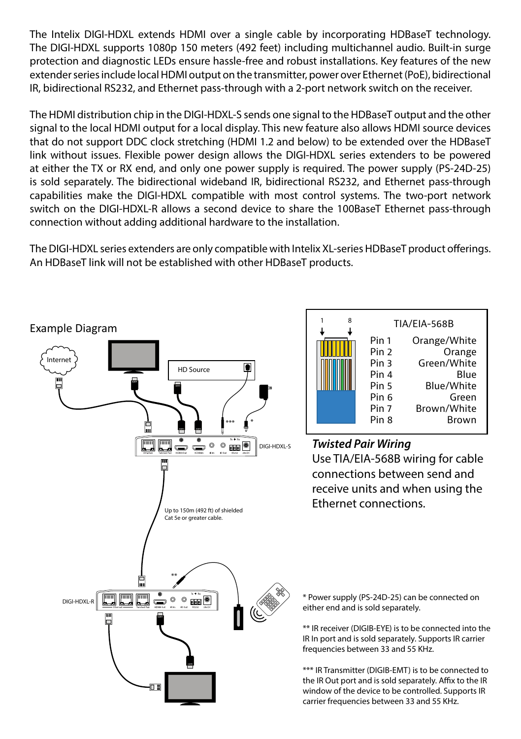The Intelix DIGI-HDXL extends HDMI over a single cable by incorporating HDBaseT technology. The DIGI-HDXL supports 1080p 150 meters (492 feet) including multichannel audio. Built-in surge protection and diagnostic LEDs ensure hassle-free and robust installations. Key features of the new extender series include local HDMI output on the transmitter, power over Ethernet (PoE), bidirectional IR, bidirectional RS232, and Ethernet pass-through with a 2-port network switch on the receiver.

The HDMI distribution chip in the DIGI-HDXL-S sends one signal to the HDBaseT output and the other signal to the local HDMI output for a local display. This new feature also allows HDMI source devices that do not support DDC clock stretching (HDMI 1.2 and below) to be extended over the HDBaseT link without issues. Flexible power design allows the DIGI-HDXL series extenders to be powered at either the TX or RX end, and only one power supply is required. The power supply (PS-24D-25) is sold separately. The bidirectional wideband IR, bidirectional RS232, and Ethernet pass-through capabilities make the DIGI-HDXL compatible with most control systems. The two-port network switch on the DIGI-HDXL-R allows a second device to share the 100BaseT Ethernet pass-through connection without adding additional hardware to the installation.

The DIGI-HDXL series extenders are only compatible with Intelix XL-series HDBaseT product offerings. An HDBaseT link will not be established with other HDBaseT products.

## Example Diagram

Internet

HD Source

DIGI-HDXL-S

Up to 150m (492 ft) of shielded Cat 5e or greater cable.

DIGI-HDXL-R

| TIA/EIA-568B | |
|---|---|
| Pin 1 | Orange/White |
| Pin 2 | Orange |
| Pin 3 | Green/White |
| Pin 4 | Blue |
| Pin 5 | Blue/White |
| Pin 6 | Green |
| Pin 7 | Brown/White |
| Pin 8 | Brown |

### *Twisted Pair Wiring*

Use TIA/EIA-568B wiring for cable connections between send and receive units and when using the Ethernet connections.

* Power supply (PS-24D-25) can be connected on either end and is sold separately.

** IR receiver (DIGIB-EYE) is to be connected into the IR In port and is sold separately. Supports IR carrier frequencies between 33 and 55 KHz.

*** IR Transmitter (DIGIB-EMT) is to be connected to the IR Out port and is sold separately. Affix to the IR window of the device to be controlled. Supports IR carrier frequencies between 33 and 55 KHz.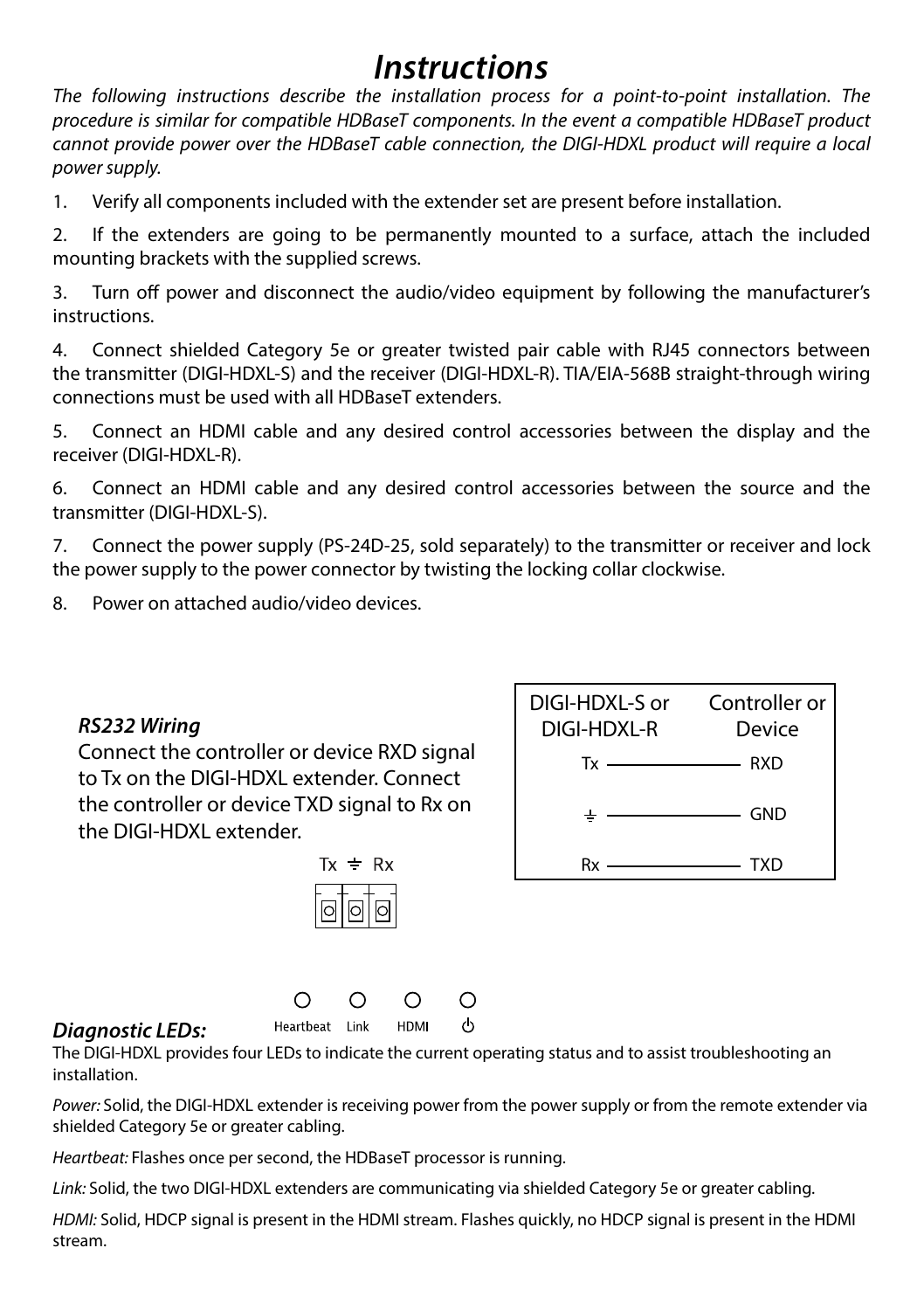# Instructions

*The following instructions describe the installation process for a point-to-point installation. The procedure is similar for compatible HDBaseT components. In the event a compatible HDBaseT product cannot provide power over the HDBaseT cable connection, the DIGI-HDXL product will require a local power supply.*

1. Verify all components included with the extender set are present before installation.

2. If the extenders are going to be permanently mounted to a surface, attach the included mounting brackets with the supplied screws.

3. Turn off power and disconnect the audio/video equipment by following the manufacturer's instructions.

4. Connect shielded Category 5e or greater twisted pair cable with RJ45 connectors between the transmitter (DIGI-HDXL-S) and the receiver (DIGI-HDXL-R). TIA/EIA-568B straight-through wiring connections must be used with all HDBaseT extenders.

5. Connect an HDMI cable and any desired control accessories between the display and the receiver (DIGI-HDXL-R).

6. Connect an HDMI cable and any desired control accessories between the source and the transmitter (DIGI-HDXL-S).

7. Connect the power supply (PS-24D-25, sold separately) to the transmitter or receiver and lock the power supply to the power connector by twisting the locking collar clockwise.

8. Power on attached audio/video devices.

### *RS232 Wiring*

Connect the controller or device RXD signal to Tx on the DIGI-HDXL extender. Connect the controller or device TXD signal to Rx on the DIGI-HDXL extender.

| DIGI-HDXL-S or DIGI-HDXL-R | Controller or Device |
| --- | --- |
| Tx | RXD |
| ⏚ | GND |
| Rx | TXD |

Tx ⏚ Rx

### *Diagnostic LEDs:*

Heartbeat Link HDMI ⏻

The DIGI-HDXL provides four LEDs to indicate the current operating status and to assist troubleshooting an installation.

*Power:* Solid, the DIGI-HDXL extender is receiving power from the power supply or from the remote extender via shielded Category 5e or greater cabling.

*Heartbeat:* Flashes once per second, the HDBaseT processor is running.

*Link:* Solid, the two DIGI-HDXL extenders are communicating via shielded Category 5e or greater cabling.

*HDMI:* Solid, HDCP signal is present in the HDMI stream. Flashes quickly, no HDCP signal is present in the HDMI stream.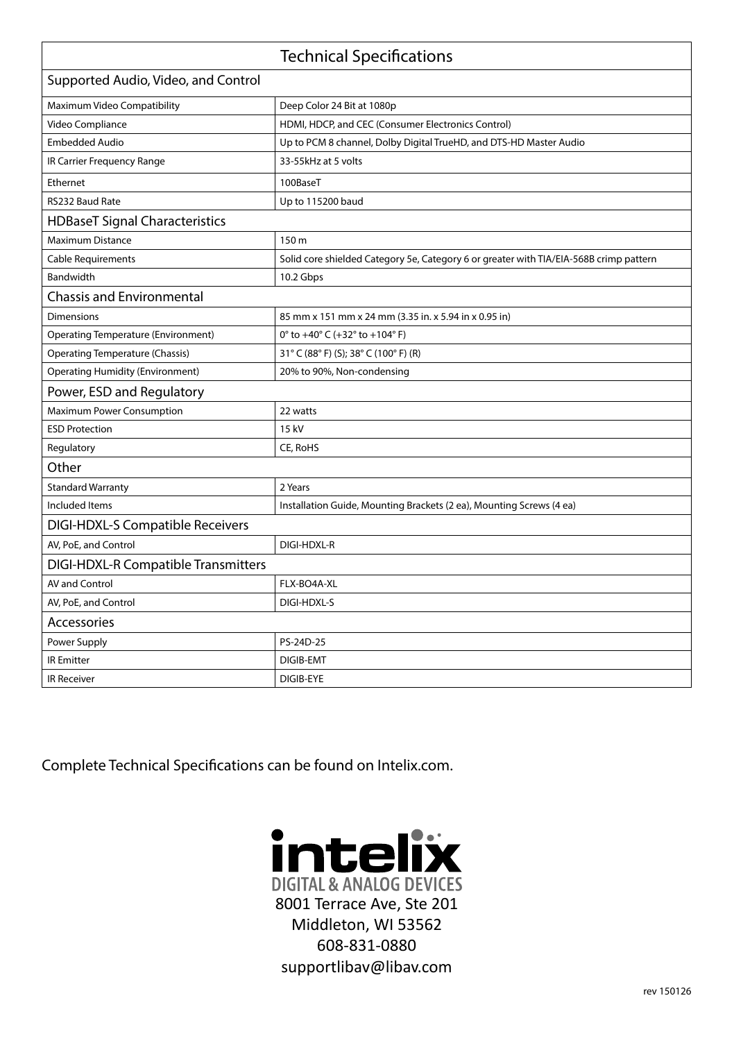# Technical Specifications

| | |
|---|---|
| **Supported Audio, Video, and Control** | |
| Maximum Video Compatibility | Deep Color 24 Bit at 1080p |
| Video Compliance | HDMI, HDCP, and CEC (Consumer Electronics Control) |
| Embedded Audio | Up to PCM 8 channel, Dolby Digital TrueHD, and DTS-HD Master Audio |
| IR Carrier Frequency Range | 33-55kHz at 5 volts |
| Ethernet | 100BaseT |
| RS232 Baud Rate | Up to 115200 baud |
| **HDBaseT Signal Characteristics** | |
| Maximum Distance | 150 m |
| Cable Requirements | Solid core shielded Category 5e, Category 6 or greater with TIA/EIA-568B crimp pattern |
| Bandwidth | 10.2 Gbps |
| **Chassis and Environmental** | |
| Dimensions | 85 mm x 151 mm x 24 mm (3.35 in. x 5.94 in x 0.95 in) |
| Operating Temperature (Environment) | 0° to +40° C (+32° to +104° F) |
| Operating Temperature (Chassis) | 31° C (88° F) (S); 38° C (100° F) (R) |
| Operating Humidity (Environment) | 20% to 90%, Non-condensing |
| **Power, ESD and Regulatory** | |
| Maximum Power Consumption | 22 watts |
| ESD Protection | 15 kV |
| Regulatory | CE, RoHS |
| **Other** | |
| Standard Warranty | 2 Years |
| Included Items | Installation Guide, Mounting Brackets (2 ea), Mounting Screws (4 ea) |
| **DIGI-HDXL-S Compatible Receivers** | |
| AV, PoE, and Control | DIGI-HDXL-R |
| **DIGI-HDXL-R Compatible Transmitters** | |
| AV and Control | FLX-BO4A-XL |
| AV, PoE, and Control | DIGI-HDXL-S |
| **Accessories** | |
| Power Supply | PS-24D-25 |
| IR Emitter | DIGIB-EMT |
| IR Receiver | DIGIB-EYE |

Complete Technical Specifications can be found on Intelix.com.

intelix
DIGITAL & ANALOG DEVICES
8001 Terrace Ave, Ste 201
Middleton, WI 53562
608-831-0880
supportlibav@libav.com

rev 150126